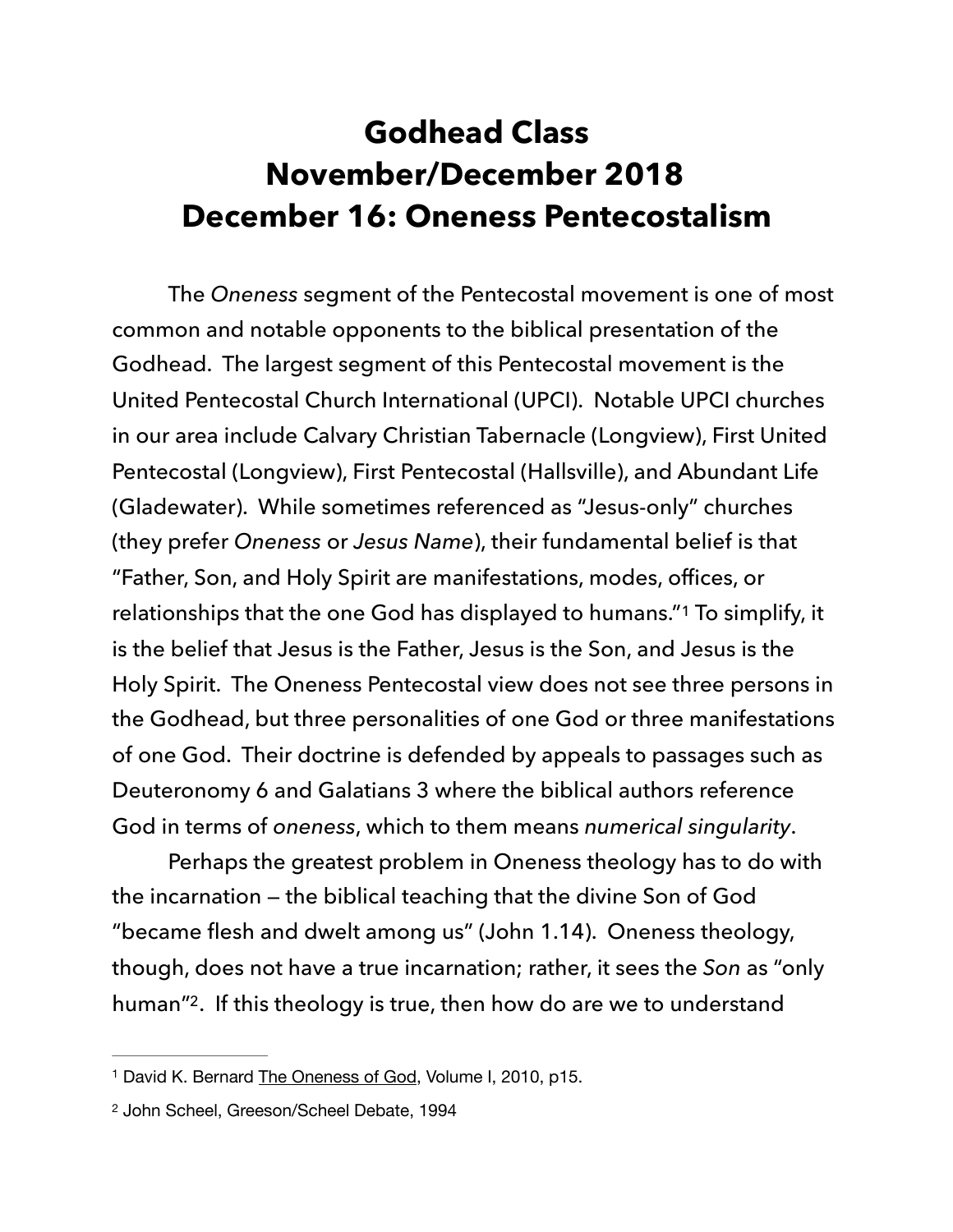# Godhead Class
# November/December 2018
# December 16: Oneness Pentecostalism

The *Oneness* segment of the Pentecostal movement is one of most common and notable opponents to the biblical presentation of the Godhead. The largest segment of this Pentecostal movement is the United Pentecostal Church International (UPCI). Notable UPCI churches in our area include Calvary Christian Tabernacle (Longview), First United Pentecostal (Longview), First Pentecostal (Hallsville), and Abundant Life (Gladewater). While sometimes referenced as "Jesus-only" churches (they prefer *Oneness* or *Jesus Name*), their fundamental belief is that "Father, Son, and Holy Spirit are manifestations, modes, offices, or relationships that the one God has displayed to humans."[1] To simplify, it is the belief that Jesus is the Father, Jesus is the Son, and Jesus is the Holy Spirit. The Oneness Pentecostal view does not see three persons in the Godhead, but three personalities of one God or three manifestations of one God. Their doctrine is defended by appeals to passages such as Deuteronomy 6 and Galatians 3 where the biblical authors reference God in terms of *oneness*, which to them means *numerical singularity*.

Perhaps the greatest problem in Oneness theology has to do with the incarnation — the biblical teaching that the divine Son of God "became flesh and dwelt among us" (John 1.14). Oneness theology, though, does not have a true incarnation; rather, it sees the *Son* as "only human"[2]. If this theology is true, then how do are we to understand

---

[1] David K. Bernard The Oneness of God, Volume I, 2010, p15.

[2] John Scheel, Greeson/Scheel Debate, 1994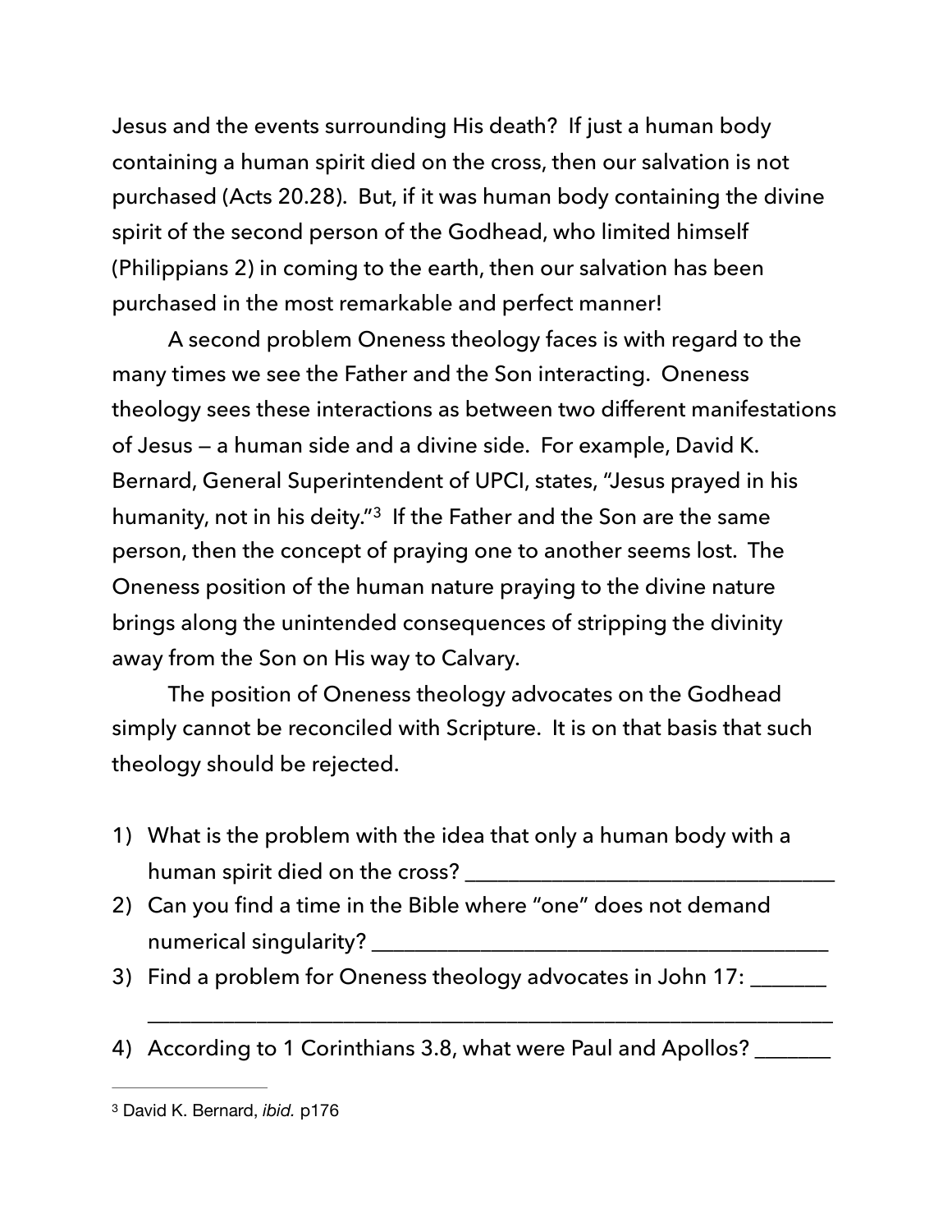Jesus and the events surrounding His death? If just a human body containing a human spirit died on the cross, then our salvation is not purchased (Acts 20.28). But, if it was human body containing the divine spirit of the second person of the Godhead, who limited himself (Philippians 2) in coming to the earth, then our salvation has been purchased in the most remarkable and perfect manner!

A second problem Oneness theology faces is with regard to the many times we see the Father and the Son interacting. Oneness theology sees these interactions as between two different manifestations of Jesus — a human side and a divine side. For example, David K. Bernard, General Superintendent of UPCI, states, “Jesus prayed in his humanity, not in his deity.”[3] If the Father and the Son are the same person, then the concept of praying one to another seems lost. The Oneness position of the human nature praying to the divine nature brings along the unintended consequences of stripping the divinity away from the Son on His way to Calvary.

The position of Oneness theology advocates on the Godhead simply cannot be reconciled with Scripture. It is on that basis that such theology should be rejected.

1) What is the problem with the idea that only a human body with a human spirit died on the cross? ___________________________________
2) Can you find a time in the Bible where “one” does not demand numerical singularity? ___________________________________________
3) Find a problem for Oneness theology advocates in John 17: _______
_________________________________________________________________
4) According to 1 Corinthians 3.8, what were Paul and Apollos? _______

---

[3] David K. Bernard, *ibid.* p176